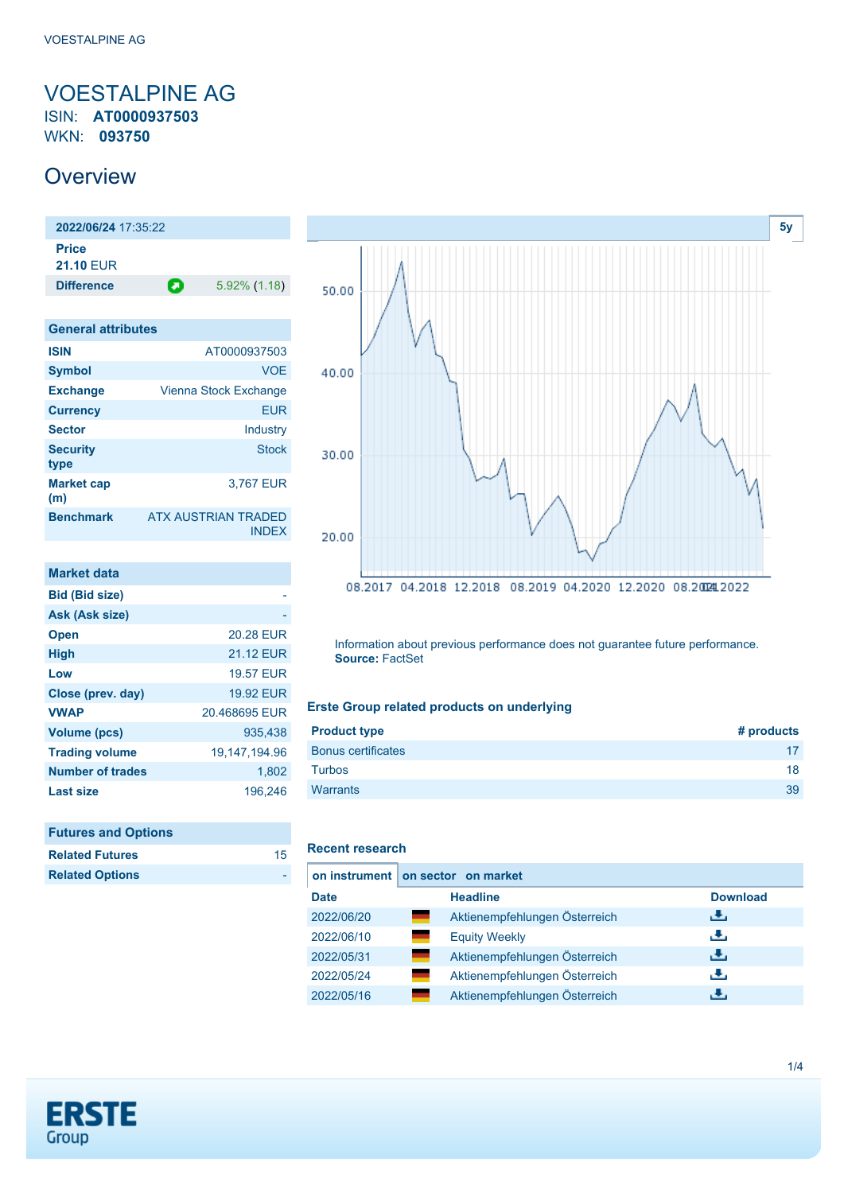# VOESTALPINE AG

ISIN: **AT0000937503**

WKN: **093750**

## Overview

| **2022/06/24** 17:35:22 | |
|---|---|
| **Price** | |
| **21.10** EUR | |
| **Difference** | 5.92% (1.18) |

| General attributes | |
|---|---|
| **ISIN** | AT0000937503 |
| **Symbol** | VOE |
| **Exchange** | Vienna Stock Exchange |
| **Currency** | EUR |
| **Sector** | Industry |
| **Security type** | Stock |
| **Market cap (m)** | 3,767 EUR |
| **Benchmark** | ATX AUSTRIAN TRADED INDEX |

| Market data | |
|---|---|
| **Bid (Bid size)** | - |
| **Ask (Ask size)** | - |
| **Open** | 20.28 EUR |
| **High** | 21.12 EUR |
| **Low** | 19.57 EUR |
| **Close (prev. day)** | 19.92 EUR |
| **VWAP** | 20.468695 EUR |
| **Volume (pcs)** | 935,438 |
| **Trading volume** | 19,147,194.96 |
| **Number of trades** | 1,802 |
| **Last size** | 196,246 |

| Futures and Options | |
|---|---|
| **Related Futures** | 15 |
| **Related Options** | - |

5y

Information about previous performance does not guarantee future performance.
**Source:** FactSet

### Erste Group related products on underlying

| Product type | # products |
|---|---|
| Bonus certificates | 17 |
| Turbos | 18 |
| Warrants | 39 |

### Recent research

**on instrument** | **on sector** | **on market**

| Date | Headline | Download |
|---|---|---|
| 2022/06/20 | Aktienempfehlungen Österreich | |
| 2022/06/10 | Equity Weekly | |
| 2022/05/31 | Aktienempfehlungen Österreich | |
| 2022/05/24 | Aktienempfehlungen Österreich | |
| 2022/05/16 | Aktienempfehlungen Österreich | |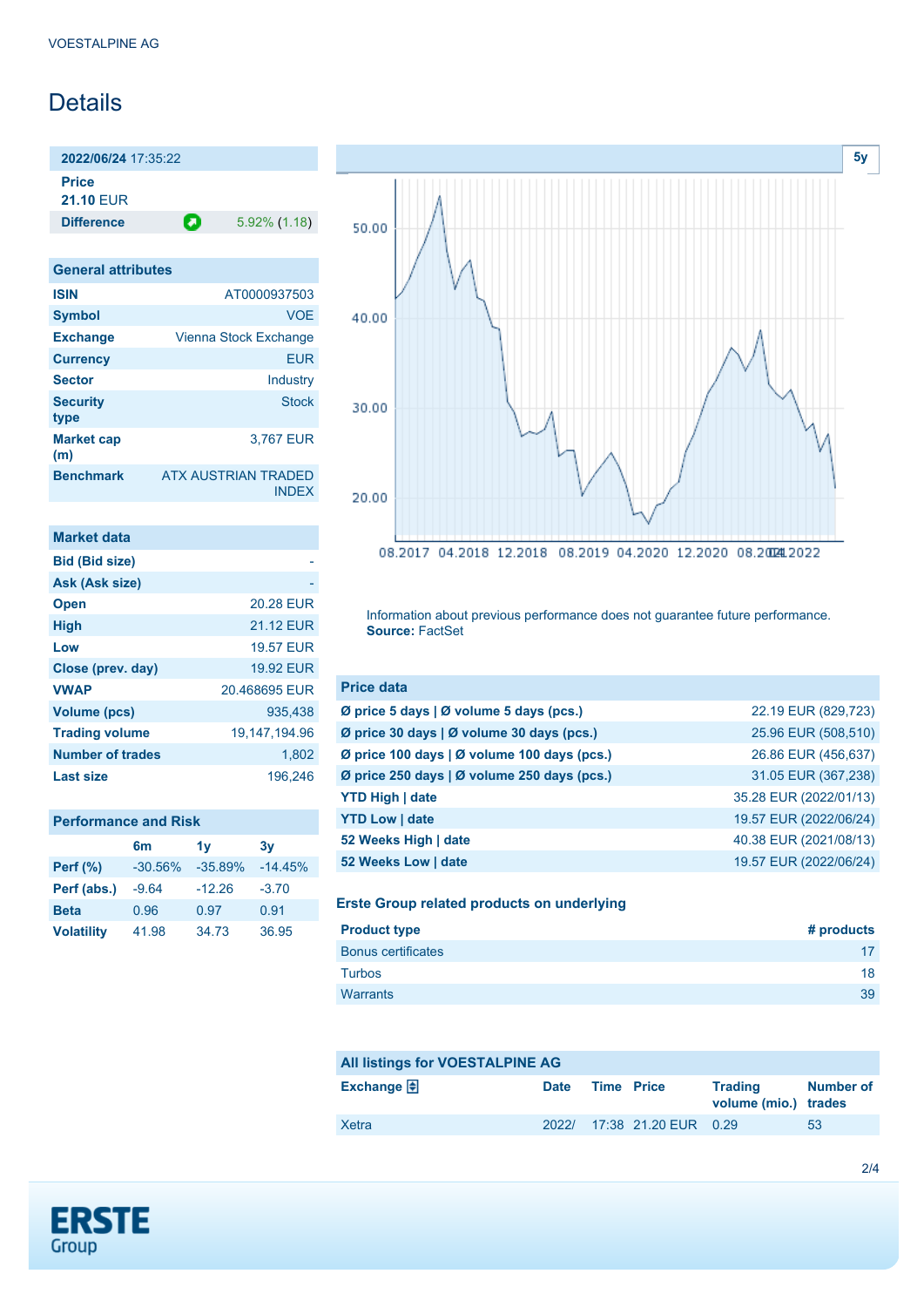VOESTALPINE AG

# Details

| 2022/06/24 17:35:22 | |
|---|---|
| **Price** 21.10 EUR | |
| **Difference** | 5.92% (1.18) |

## General attributes

| | |
|---|---|
| **ISIN** | AT0000937503 |
| **Symbol** | VOE |
| **Exchange** | Vienna Stock Exchange |
| **Currency** | EUR |
| **Sector** | Industry |
| **Security type** | Stock |
| **Market cap (m)** | 3,767 EUR |
| **Benchmark** | ATX AUSTRIAN TRADED INDEX |

## Market data

| | |
|---|---|
| **Bid (Bid size)** | - |
| **Ask (Ask size)** | - |
| **Open** | 20.28 EUR |
| **High** | 21.12 EUR |
| **Low** | 19.57 EUR |
| **Close (prev. day)** | 19.92 EUR |
| **VWAP** | 20.468695 EUR |
| **Volume (pcs)** | 935,438 |
| **Trading volume** | 19,147,194.96 |
| **Number of trades** | 1,802 |
| **Last size** | 196,246 |

## Performance and Risk

| | 6m | 1y | 3y |
|---|---|---|---|
| **Perf (%)** | -30.56% | -35.89% | -14.45% |
| **Perf (abs.)** | -9.64 | -12.26 | -3.70 |
| **Beta** | 0.96 | 0.97 | 0.91 |
| **Volatility** | 41.98 | 34.73 | 36.95 |

5y

Information about previous performance does not guarantee future performance.
**Source:** FactSet

## Price data

| | |
|---|---|
| **Ø price 5 days \| Ø volume 5 days (pcs.)** | 22.19 EUR (829,723) |
| **Ø price 30 days \| Ø volume 30 days (pcs.)** | 25.96 EUR (508,510) |
| **Ø price 100 days \| Ø volume 100 days (pcs.)** | 26.86 EUR (456,637) |
| **Ø price 250 days \| Ø volume 250 days (pcs.)** | 31.05 EUR (367,238) |
| **YTD High \| date** | 35.28 EUR (2022/01/13) |
| **YTD Low \| date** | 19.57 EUR (2022/06/24) |
| **52 Weeks High \| date** | 40.38 EUR (2021/08/13) |
| **52 Weeks Low \| date** | 19.57 EUR (2022/06/24) |

## Erste Group related products on underlying

| Product type | # products |
|---|---|
| Bonus certificates | 17 |
| Turbos | 18 |
| Warrants | 39 |

## All listings for VOESTALPINE AG

| Exchange | Date | Time | Price | Trading volume (mio.) | Number of trades |
|---|---|---|---|---|---|
| Xetra | 2022/ | 17:38 | 21.20 EUR | 0.29 | 53 |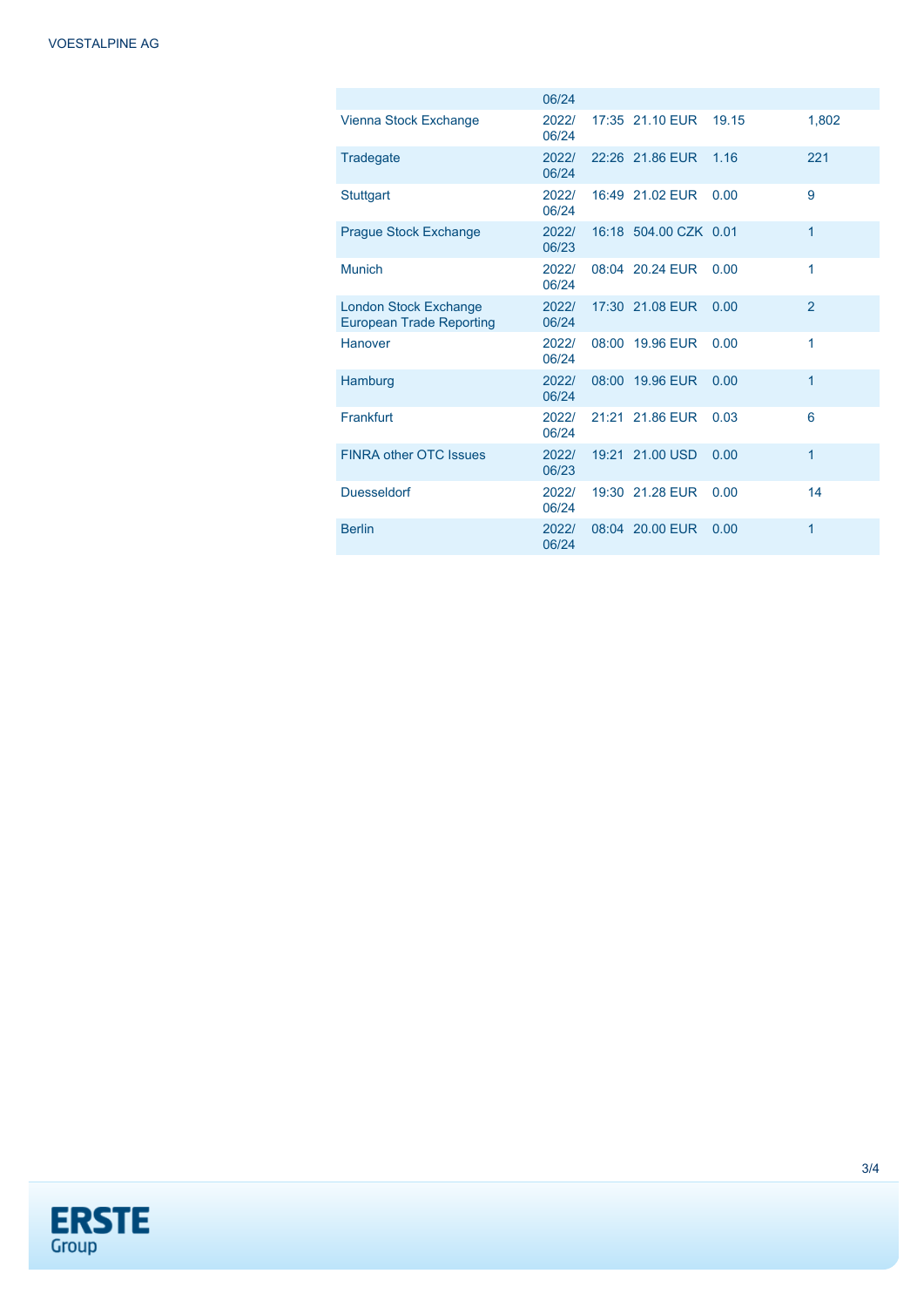| | | | | | |
|---|---|---|---|---|---|
| | 06/24 | | | | |
| Vienna Stock Exchange | 2022/ 06/24 | 17:35 | 21.10 EUR | 19.15 | 1,802 |
| Tradegate | 2022/ 06/24 | 22:26 | 21.86 EUR | 1.16 | 221 |
| Stuttgart | 2022/ 06/24 | 16:49 | 21.02 EUR | 0.00 | 9 |
| Prague Stock Exchange | 2022/ 06/23 | 16:18 | 504.00 CZK | 0.01 | 1 |
| Munich | 2022/ 06/24 | 08:04 | 20.24 EUR | 0.00 | 1 |
| London Stock Exchange European Trade Reporting | 2022/ 06/24 | 17:30 | 21.08 EUR | 0.00 | 2 |
| Hanover | 2022/ 06/24 | 08:00 | 19.96 EUR | 0.00 | 1 |
| Hamburg | 2022/ 06/24 | 08:00 | 19.96 EUR | 0.00 | 1 |
| Frankfurt | 2022/ 06/24 | 21:21 | 21.86 EUR | 0.03 | 6 |
| FINRA other OTC Issues | 2022/ 06/23 | 19:21 | 21.00 USD | 0.00 | 1 |
| Duesseldorf | 2022/ 06/24 | 19:30 | 21.28 EUR | 0.00 | 14 |
| Berlin | 2022/ 06/24 | 08:04 | 20.00 EUR | 0.00 | 1 |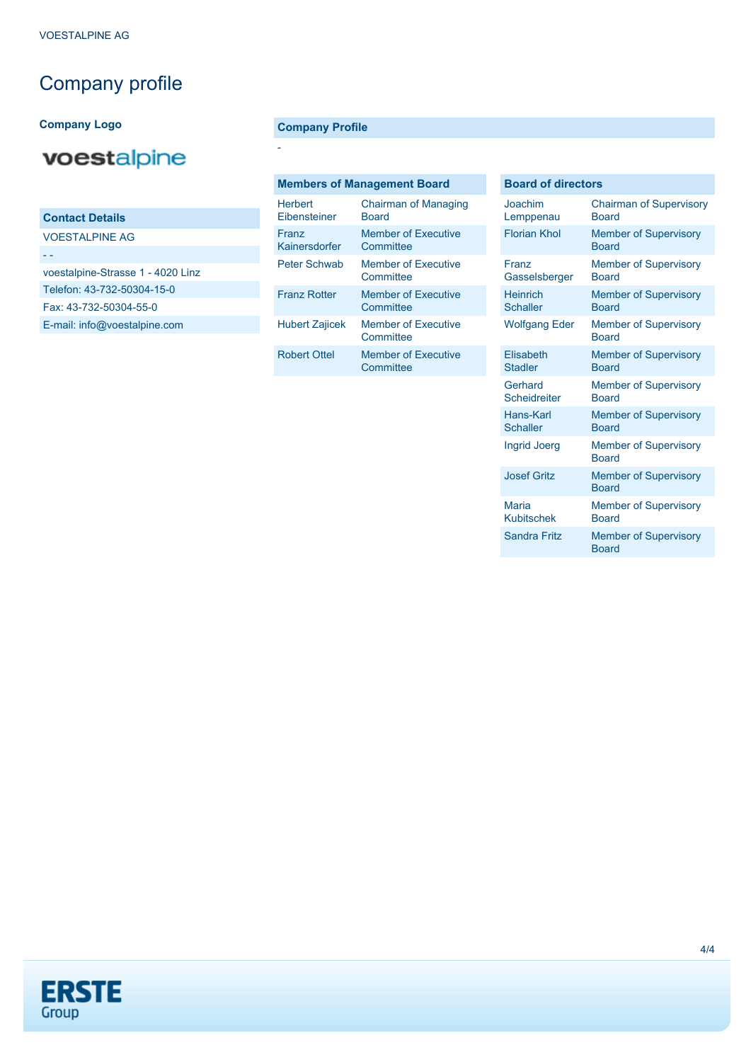# Company profile

**Company Logo**

**Contact Details**

VOESTALPINE AG

- -

voestalpine-Strasse 1 - 4020 Linz

Telefon: 43-732-50304-15-0

Fax: 43-732-50304-55-0

E-mail: info@voestalpine.com

## Company Profile

-

| Members of Management Board | |
|---|---|
| Herbert Eibensteiner | Chairman of Managing Board |
| Franz Kainersdorfer | Member of Executive Committee |
| Peter Schwab | Member of Executive Committee |
| Franz Rotter | Member of Executive Committee |
| Hubert Zajicek | Member of Executive Committee |
| Robert Ottel | Member of Executive Committee |

| Board of directors | |
|---|---|
| Joachim Lemppenau | Chairman of Supervisory Board |
| Florian Khol | Member of Supervisory Board |
| Franz Gasselsberger | Member of Supervisory Board |
| Heinrich Schaller | Member of Supervisory Board |
| Wolfgang Eder | Member of Supervisory Board |
| Elisabeth Stadler | Member of Supervisory Board |
| Gerhard Scheidreiter | Member of Supervisory Board |
| Hans-Karl Schaller | Member of Supervisory Board |
| Ingrid Joerg | Member of Supervisory Board |
| Josef Gritz | Member of Supervisory Board |
| Maria Kubitschek | Member of Supervisory Board |
| Sandra Fritz | Member of Supervisory Board |